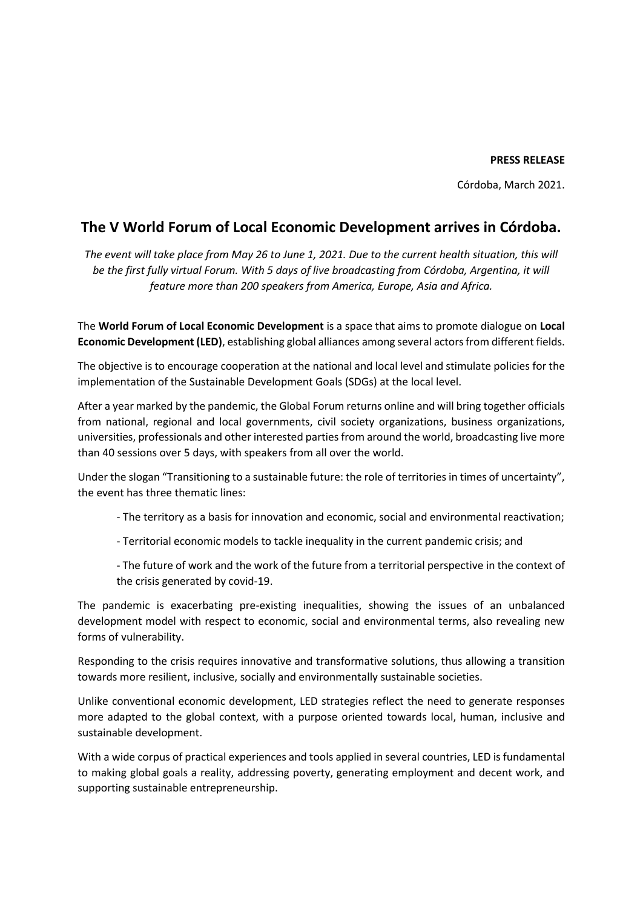**PRESS RELEASE**

Córdoba, March 2021.

# The V World Forum of Local Economic Development arrives in Córdoba.

*The event will take place from May 26 to June 1, 2021. Due to the current health situation, this will be the first fully virtual Forum. With 5 days of live broadcasting from Córdoba, Argentina, it will feature more than 200 speakers from America, Europe, Asia and Africa.*

The **World Forum of Local Economic Development** is a space that aims to promote dialogue on **Local Economic Development (LED)**, establishing global alliances among several actors from different fields.

The objective is to encourage cooperation at the national and local level and stimulate policies for the implementation of the Sustainable Development Goals (SDGs) at the local level.

After a year marked by the pandemic, the Global Forum returns online and will bring together officials from national, regional and local governments, civil society organizations, business organizations, universities, professionals and other interested parties from around the world, broadcasting live more than 40 sessions over 5 days, with speakers from all over the world.

Under the slogan "Transitioning to a sustainable future: the role of territories in times of uncertainty", the event has three thematic lines:

- The territory as a basis for innovation and economic, social and environmental reactivation;
- Territorial economic models to tackle inequality in the current pandemic crisis; and
- The future of work and the work of the future from a territorial perspective in the context of the crisis generated by covid-19.

The pandemic is exacerbating pre-existing inequalities, showing the issues of an unbalanced development model with respect to economic, social and environmental terms, also revealing new forms of vulnerability.

Responding to the crisis requires innovative and transformative solutions, thus allowing a transition towards more resilient, inclusive, socially and environmentally sustainable societies.

Unlike conventional economic development, LED strategies reflect the need to generate responses more adapted to the global context, with a purpose oriented towards local, human, inclusive and sustainable development.

With a wide corpus of practical experiences and tools applied in several countries, LED is fundamental to making global goals a reality, addressing poverty, generating employment and decent work, and supporting sustainable entrepreneurship.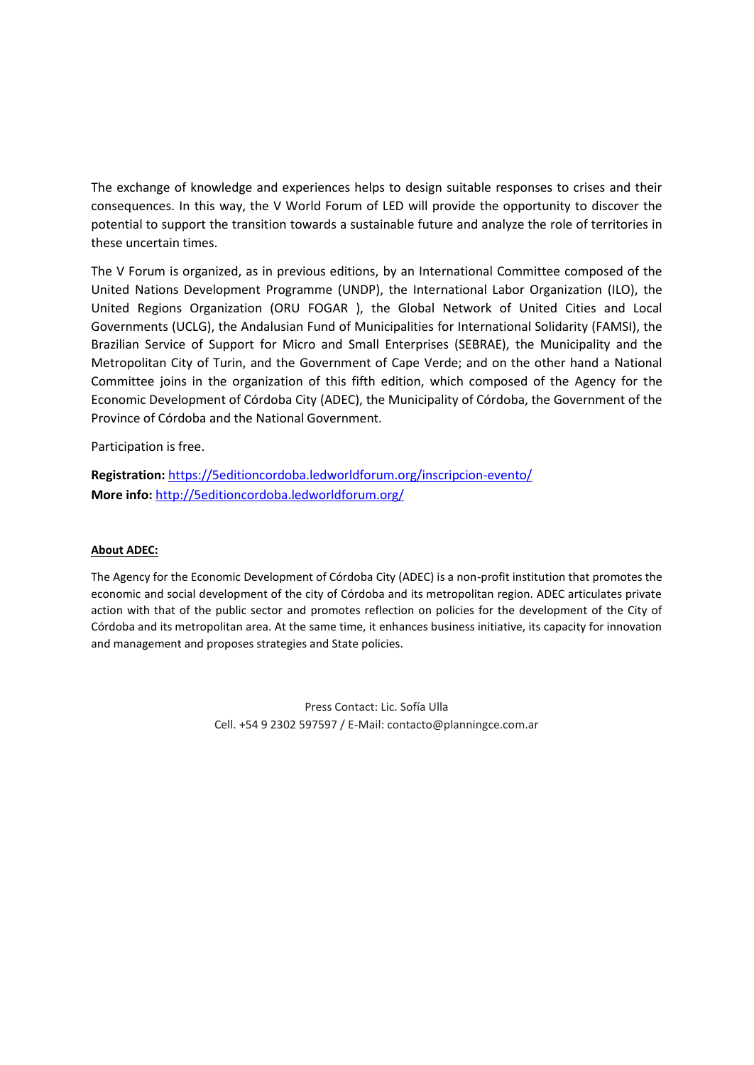The exchange of knowledge and experiences helps to design suitable responses to crises and their consequences. In this way, the V World Forum of LED will provide the opportunity to discover the potential to support the transition towards a sustainable future and analyze the role of territories in these uncertain times.

The V Forum is organized, as in previous editions, by an International Committee composed of the United Nations Development Programme (UNDP), the International Labor Organization (ILO), the United Regions Organization (ORU FOGAR ), the Global Network of United Cities and Local Governments (UCLG), the Andalusian Fund of Municipalities for International Solidarity (FAMSI), the Brazilian Service of Support for Micro and Small Enterprises (SEBRAE), the Municipality and the Metropolitan City of Turin, and the Government of Cape Verde; and on the other hand a National Committee joins in the organization of this fifth edition, which composed of the Agency for the Economic Development of Córdoba City (ADEC), the Municipality of Córdoba, the Government of the Province of Córdoba and the National Government.

Participation is free.

**Registration:** https://5editioncordoba.ledworldforum.org/inscripcion-evento/
**More info:** http://5editioncordoba.ledworldforum.org/

**About ADEC:**

The Agency for the Economic Development of Córdoba City (ADEC) is a non-profit institution that promotes the economic and social development of the city of Córdoba and its metropolitan region. ADEC articulates private action with that of the public sector and promotes reflection on policies for the development of the City of Córdoba and its metropolitan area. At the same time, it enhances business initiative, its capacity for innovation and management and proposes strategies and State policies.

Press Contact: Lic. Sofía Ulla
Cell. +54 9 2302 597597 / E-Mail: contacto@planningce.com.ar